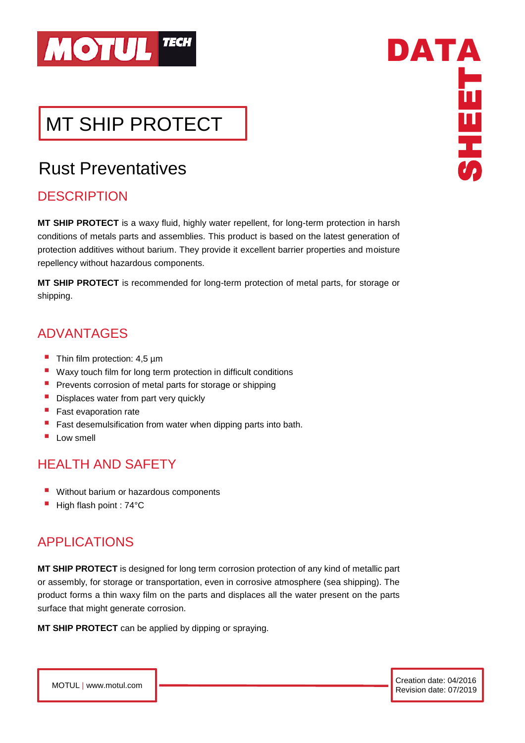# MT SHIP PROTECT

## Rust Preventatives

### DESCRIPTION

**MT SHIP PROTECT** is a waxy fluid, highly water repellent, for long-term protection in harsh conditions of metals parts and assemblies. This product is based on the latest generation of protection additives without barium. They provide it excellent barrier properties and moisture repellency without hazardous components.

**MT SHIP PROTECT** is recommended for long-term protection of metal parts, for storage or shipping.

### ADVANTAGES

- Thin film protection: 4,5 µm
- Waxy touch film for long term protection in difficult conditions
- Prevents corrosion of metal parts for storage or shipping
- Displaces water from part very quickly
- Fast evaporation rate
- Fast desemulsification from water when dipping parts into bath.
- Low smell

### HEALTH AND SAFETY

- Without barium or hazardous components
- High flash point : 74°C

### APPLICATIONS

**MT SHIP PROTECT** is designed for long term corrosion protection of any kind of metallic part or assembly, for storage or transportation, even in corrosive atmosphere (sea shipping). The product forms a thin waxy film on the parts and displaces all the water present on the parts surface that might generate corrosion.

**MT SHIP PROTECT** can be applied by dipping or spraying.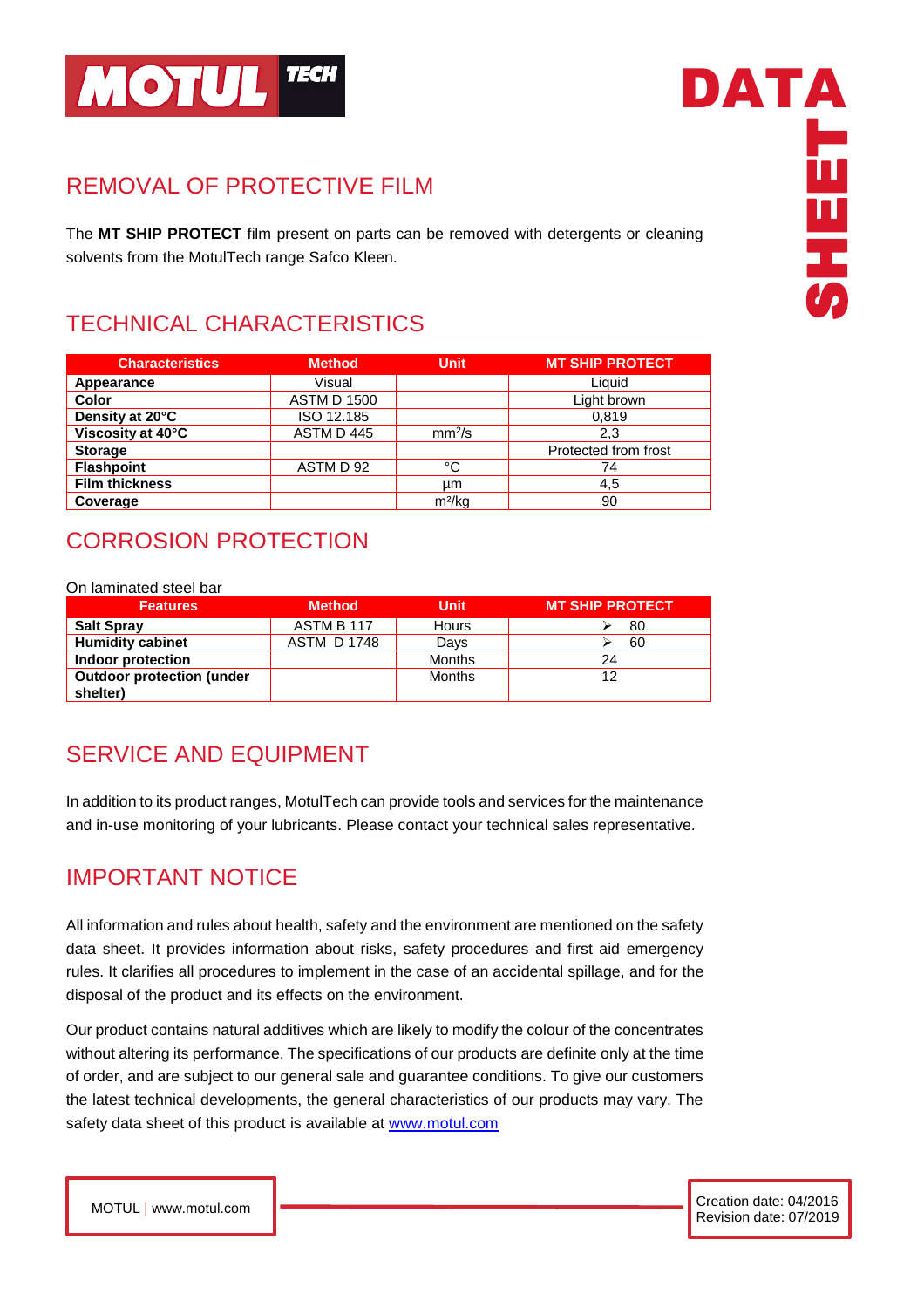## REMOVAL OF PROTECTIVE FILM

The **MT SHIP PROTECT** film present on parts can be removed with detergents or cleaning solvents from the MotulTech range Safco Kleen.

## TECHNICAL CHARACTERISTICS

| Characteristics | Method | Unit | MT SHIP PROTECT |
|---|---|---|---|
| **Appearance** | Visual | | Liquid |
| **Color** | ASTM D 1500 | | Light brown |
| **Density at 20°C** | ISO 12.185 | | 0,819 |
| **Viscosity at 40°C** | ASTM D 445 | $mm^2/s$ | 2,3 |
| **Storage** | | | Protected from frost |
| **Flashpoint** | ASTM D 92 | °C | 74 |
| **Film thickness** | | µm | 4,5 |
| **Coverage** | | $m^2/kg$ | 90 |

## CORROSION PROTECTION

On laminated steel bar

| Features | Method | Unit | MT SHIP PROTECT |
|---|---|---|---|
| **Salt Spray** | ASTM B 117 | Hours | ➢ 80 |
| **Humidity cabinet** | ASTM D 1748 | Days | ➢ 60 |
| **Indoor protection** | | Months | 24 |
| **Outdoor protection (under shelter)** | | Months | 12 |

## SERVICE AND EQUIPMENT

In addition to its product ranges, MotulTech can provide tools and services for the maintenance and in-use monitoring of your lubricants. Please contact your technical sales representative.

## IMPORTANT NOTICE

All information and rules about health, safety and the environment are mentioned on the safety data sheet. It provides information about risks, safety procedures and first aid emergency rules. It clarifies all procedures to implement in the case of an accidental spillage, and for the disposal of the product and its effects on the environment.

Our product contains natural additives which are likely to modify the colour of the concentrates without altering its performance. The specifications of our products are definite only at the time of order, and are subject to our general sale and guarantee conditions. To give our customers the latest technical developments, the general characteristics of our products may vary. The safety data sheet of this product is available at www.motul.com

Creation date: 04/2016
Revision date: 07/2019